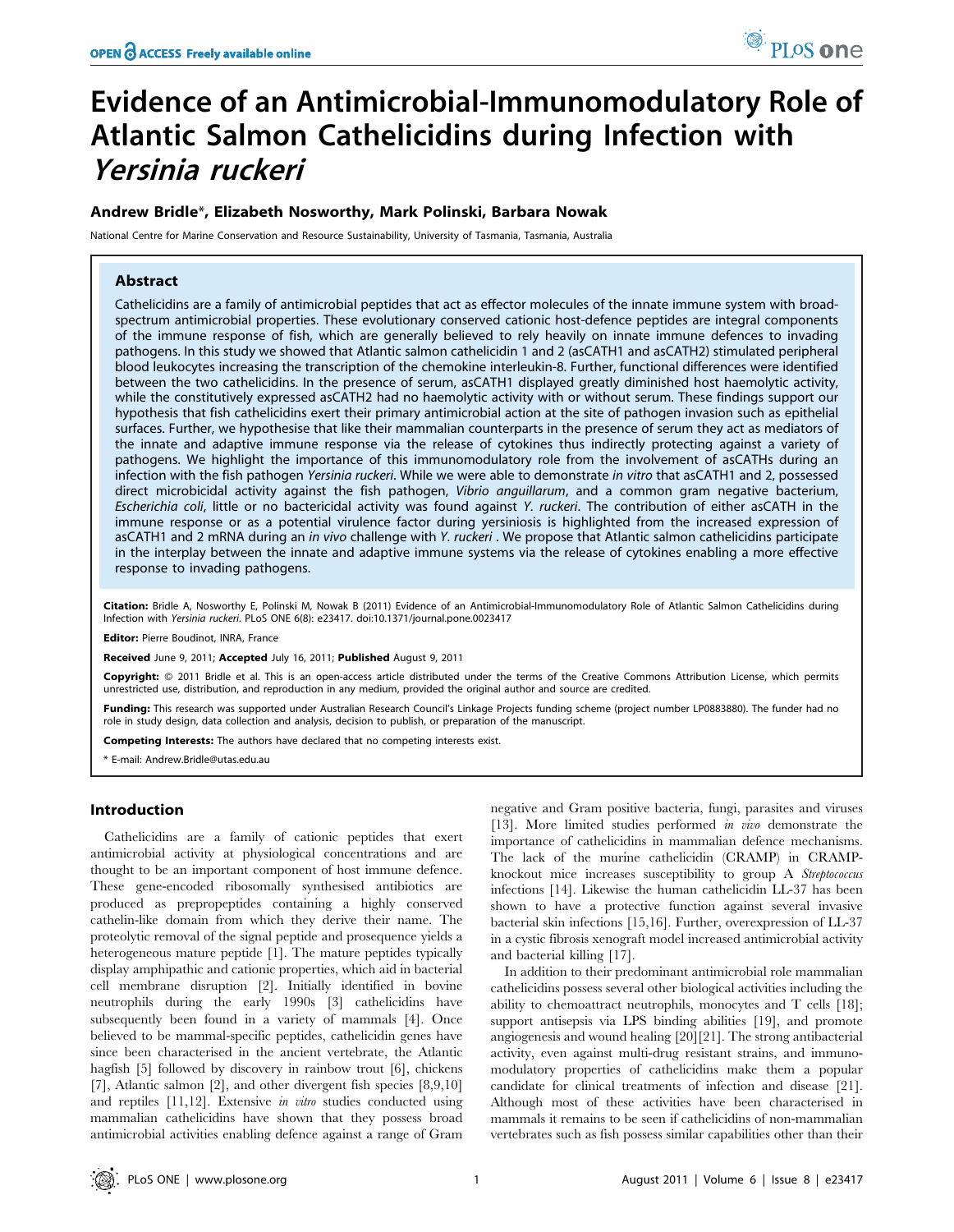# Evidence of an Antimicrobial-Immunomodulatory Role of Atlantic Salmon Cathelicidins during Infection with *Yersinia ruckeri*

**Andrew Bridle*, Elizabeth Nosworthy, Mark Polinski, Barbara Nowak**

National Centre for Marine Conservation and Resource Sustainability, University of Tasmania, Tasmania, Australia

## Abstract

Cathelicidins are a family of antimicrobial peptides that act as effector molecules of the innate immune system with broad-spectrum antimicrobial properties. These evolutionary conserved cationic host-defence peptides are integral components of the immune response of fish, which are generally believed to rely heavily on innate immune defences to invading pathogens. In this study we showed that Atlantic salmon cathelicidin 1 and 2 (asCATH1 and asCATH2) stimulated peripheral blood leukocytes increasing the transcription of the chemokine interleukin-8. Further, functional differences were identified between the two cathelicidins. In the presence of serum, asCATH1 displayed greatly diminished host haemolytic activity, while the constitutively expressed asCATH2 had no haemolytic activity with or without serum. These findings support our hypothesis that fish cathelicidins exert their primary antimicrobial action at the site of pathogen invasion such as epithelial surfaces. Further, we hypothesise that like their mammalian counterparts in the presence of serum they act as mediators of the innate and adaptive immune response via the release of cytokines thus indirectly protecting against a variety of pathogens. We highlight the importance of this immunomodulatory role from the involvement of asCATHs during an infection with the fish pathogen *Yersinia ruckeri*. While we were able to demonstrate *in vitro* that asCATH1 and 2, possessed direct microbicidal activity against the fish pathogen, *Vibrio anguillarum*, and a common gram negative bacterium, *Escherichia coli*, little or no bactericidal activity was found against *Y. ruckeri*. The contribution of either asCATH in the immune response or as a potential virulence factor during yersiniosis is highlighted from the increased expression of asCATH1 and 2 mRNA during an *in vivo* challenge with *Y. ruckeri* . We propose that Atlantic salmon cathelicidins participate in the interplay between the innate and adaptive immune systems via the release of cytokines enabling a more effective response to invading pathogens.

**Citation:** Bridle A, Nosworthy E, Polinski M, Nowak B (2011) Evidence of an Antimicrobial-Immunomodulatory Role of Atlantic Salmon Cathelicidins during Infection with *Yersinia ruckeri*. PLoS ONE 6(8): e23417. doi:10.1371/journal.pone.0023417

**Editor:** Pierre Boudinot, INRA, France

**Received** June 9, 2011; **Accepted** July 16, 2011; **Published** August 9, 2011

**Copyright:** © 2011 Bridle et al. This is an open-access article distributed under the terms of the Creative Commons Attribution License, which permits unrestricted use, distribution, and reproduction in any medium, provided the original author and source are credited.

**Funding:** This research was supported under Australian Research Council's Linkage Projects funding scheme (project number LP0883880). The funder had no role in study design, data collection and analysis, decision to publish, or preparation of the manuscript.

**Competing Interests:** The authors have declared that no competing interests exist.

\* E-mail: Andrew.Bridle@utas.edu.au

## Introduction

Cathelicidins are a family of cationic peptides that exert antimicrobial activity at physiological concentrations and are thought to be an important component of host immune defence. These gene-encoded ribosomally synthesised antibiotics are produced as prepropeptides containing a highly conserved cathelin-like domain from which they derive their name. The proteolytic removal of the signal peptide and prosequence yields a heterogeneous mature peptide [1]. The mature peptides typically display amphipathic and cationic properties, which aid in bacterial cell membrane disruption [2]. Initially identified in bovine neutrophils during the early 1990s [3] cathelicidins have subsequently been found in a variety of mammals [4]. Once believed to be mammal-specific peptides, cathelicidin genes have since been characterised in the ancient vertebrate, the Atlantic hagfish [5] followed by discovery in rainbow trout [6], chickens [7], Atlantic salmon [2], and other divergent fish species [8,9,10] and reptiles [11,12]. Extensive *in vitro* studies conducted using mammalian cathelicidins have shown that they possess broad antimicrobial activities enabling defence against a range of Gram negative and Gram positive bacteria, fungi, parasites and viruses [13]. More limited studies performed *in vivo* demonstrate the importance of cathelicidins in mammalian defence mechanisms. The lack of the murine cathelicidin (CRAMP) in CRAMP-knockout mice increases susceptibility to group A *Streptococcus* infections [14]. Likewise the human cathelicidin LL-37 has been shown to have a protective function against several invasive bacterial skin infections [15,16]. Further, overexpression of LL-37 in a cystic fibrosis xenograft model increased antimicrobial activity and bacterial killing [17].

In addition to their predominant antimicrobial role mammalian cathelicidins possess several other biological activities including the ability to chemoattract neutrophils, monocytes and T cells [18]; support antisepsis via LPS binding abilities [19], and promote angiogenesis and wound healing [20][21]. The strong antibacterial activity, even against multi-drug resistant strains, and immunomodulatory properties of cathelicidins make them a popular candidate for clinical treatments of infection and disease [21]. Although most of these activities have been characterised in mammals it remains to be seen if cathelicidins of non-mammalian vertebrates such as fish possess similar capabilities other than their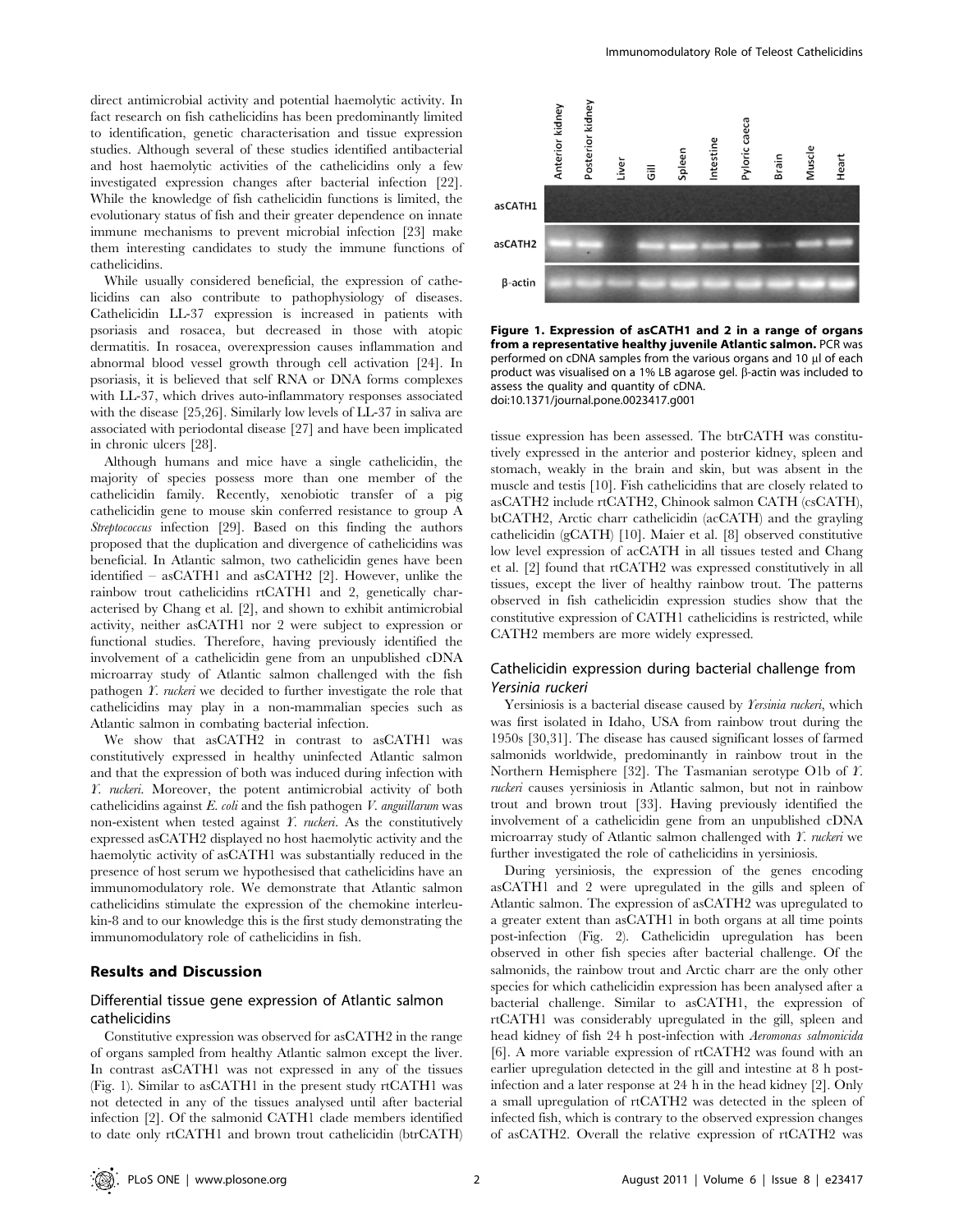direct antimicrobial activity and potential haemolytic activity. In fact research on fish cathelicidins has been predominantly limited to identification, genetic characterisation and tissue expression studies. Although several of these studies identified antibacterial and host haemolytic activities of the cathelicidins only a few investigated expression changes after bacterial infection [22]. While the knowledge of fish cathelicidin functions is limited, the evolutionary status of fish and their greater dependence on innate immune mechanisms to prevent microbial infection [23] make them interesting candidates to study the immune functions of cathelicidins.

While usually considered beneficial, the expression of cathelicidins can also contribute to pathophysiology of diseases. Cathelicidin LL-37 expression is increased in patients with psoriasis and rosacea, but decreased in those with atopic dermatitis. In rosacea, overexpression causes inflammation and abnormal blood vessel growth through cell activation [24]. In psoriasis, it is believed that self RNA or DNA forms complexes with LL-37, which drives auto-inflammatory responses associated with the disease [25,26]. Similarly low levels of LL-37 in saliva are associated with periodontal disease [27] and have been implicated in chronic ulcers [28].

Although humans and mice have a single cathelicidin, the majority of species possess more than one member of the cathelicidin family. Recently, xenobiotic transfer of a pig cathelicidin gene to mouse skin conferred resistance to group A *Streptococcus* infection [29]. Based on this finding the authors proposed that the duplication and divergence of cathelicidins was beneficial. In Atlantic salmon, two cathelicidin genes have been identified – asCATH1 and asCATH2 [2]. However, unlike the rainbow trout cathelicidins rtCATH1 and 2, genetically characterised by Chang et al. [2], and shown to exhibit antimicrobial activity, neither asCATH1 nor 2 were subject to expression or functional studies. Therefore, having previously identified the involvement of a cathelicidin gene from an unpublished cDNA microarray study of Atlantic salmon challenged with the fish pathogen *Y. ruckeri* we decided to further investigate the role that cathelicidins may play in a non-mammalian species such as Atlantic salmon in combating bacterial infection.

We show that asCATH2 in contrast to asCATH1 was constitutively expressed in healthy uninfected Atlantic salmon and that the expression of both was induced during infection with *Y. ruckeri*. Moreover, the potent antimicrobial activity of both cathelicidins against *E. coli* and the fish pathogen *V. anguillarum* was non-existent when tested against *Y. ruckeri*. As the constitutively expressed asCATH2 displayed no host haemolytic activity and the haemolytic activity of asCATH1 was substantially reduced in the presence of host serum we hypothesised that cathelicidins have an immunomodulatory role. We demonstrate that Atlantic salmon cathelicidins stimulate the expression of the chemokine interleukin-8 and to our knowledge this is the first study demonstrating the immunomodulatory role of cathelicidins in fish.

## Results and Discussion

### Differential tissue gene expression of Atlantic salmon cathelicidins

Constitutive expression was observed for asCATH2 in the range of organs sampled from healthy Atlantic salmon except the liver. In contrast asCATH1 was not expressed in any of the tissues (Fig. 1). Similar to asCATH1 in the present study rtCATH1 was not detected in any of the tissues analysed until after bacterial infection [2]. Of the salmonid CATH1 clade members identified to date only rtCATH1 and brown trout cathelicidin (btrCATH) tissue expression has been assessed. The btrCATH was constitutively expressed in the anterior and posterior kidney, spleen and stomach, weakly in the brain and skin, but was absent in the muscle and testis [10]. Fish cathelicidins that are closely related to asCATH2 include rtCATH2, Chinook salmon CATH (csCATH), btCATH2, Arctic charr cathelicidin (acCATH) and the grayling cathelicidin (gCATH) [10]. Maier et al. [8] observed constitutive low level expression of acCATH in all tissues tested and Chang et al. [2] found that rtCATH2 was expressed constitutively in all tissues, except the liver of healthy rainbow trout. The patterns observed in fish cathelicidin expression studies show that the constitutive expression of CATH1 cathelicidins is restricted, while CATH2 members are more widely expressed.

**Figure 1. Expression of asCATH1 and 2 in a range of organs from a representative healthy juvenile Atlantic salmon.** PCR was performed on cDNA samples from the various organs and 10 µl of each product was visualised on a 1% LB agarose gel. β-actin was included to assess the quality and quantity of cDNA.
doi:10.1371/journal.pone.0023417.g001

### Cathelicidin expression during bacterial challenge from *Yersinia ruckeri*

Yersiniosis is a bacterial disease caused by *Yersinia ruckeri*, which was first isolated in Idaho, USA from rainbow trout during the 1950s [30,31]. The disease has caused significant losses of farmed salmonids worldwide, predominantly in rainbow trout in the Northern Hemisphere [32]. The Tasmanian serotype O1b of *Y. ruckeri* causes yersiniosis in Atlantic salmon, but not in rainbow trout and brown trout [33]. Having previously identified the involvement of a cathelicidin gene from an unpublished cDNA microarray study of Atlantic salmon challenged with *Y. ruckeri* we further investigated the role of cathelicidins in yersiniosis.

During yersiniosis, the expression of the genes encoding asCATH1 and 2 were upregulated in the gills and spleen of Atlantic salmon. The expression of asCATH2 was upregulated to a greater extent than asCATH1 in both organs at all time points post-infection (Fig. 2). Cathelicidin upregulation has been observed in other fish species after bacterial challenge. Of the salmonids, the rainbow trout and Arctic charr are the only other species for which cathelicidin expression has been analysed after a bacterial challenge. Similar to asCATH1, the expression of rtCATH1 was considerably upregulated in the gill, spleen and head kidney of fish 24 h post-infection with *Aeromonas salmonicida* [6]. A more variable expression of rtCATH2 was found with an earlier upregulation detected in the gill and intestine at 8 h post-infection and a later response at 24 h in the head kidney [2]. Only a small upregulation of rtCATH2 was detected in the spleen of infected fish, which is contrary to the observed expression changes of asCATH2. Overall the relative expression of rtCATH2 was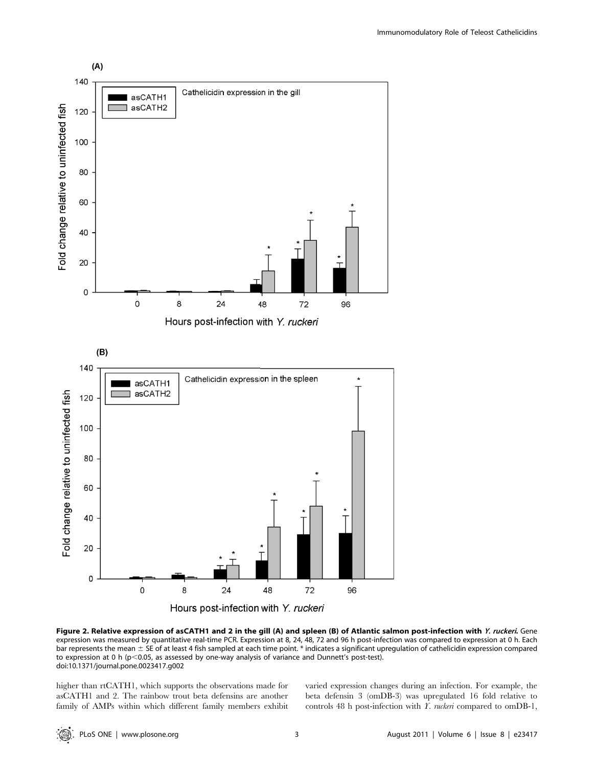**Figure 2. Relative expression of asCATH1 and 2 in the gill (A) and spleen (B) of Atlantic salmon post-infection with *Y. ruckeri*.** Gene expression was measured by quantitative real-time PCR. Expression at 8, 24, 48, 72 and 96 h post-infection was compared to expression at 0 h. Each bar represents the mean ± SE of at least 4 fish sampled at each time point. * indicates a significant upregulation of cathelicidin expression compared to expression at 0 h ($p<0.05$, as assessed by one-way analysis of variance and Dunnett's post-test).
doi:10.1371/journal.pone.0023417.g002

higher than rtCATH1, which supports the observations made for asCATH1 and 2. The rainbow trout beta defensins are another family of AMPs within which different family members exhibit varied expression changes during an infection. For example, the beta defensin 3 (omDB-3) was upregulated 16 fold relative to controls 48 h post-infection with *Y. ruckeri* compared to omDB-1,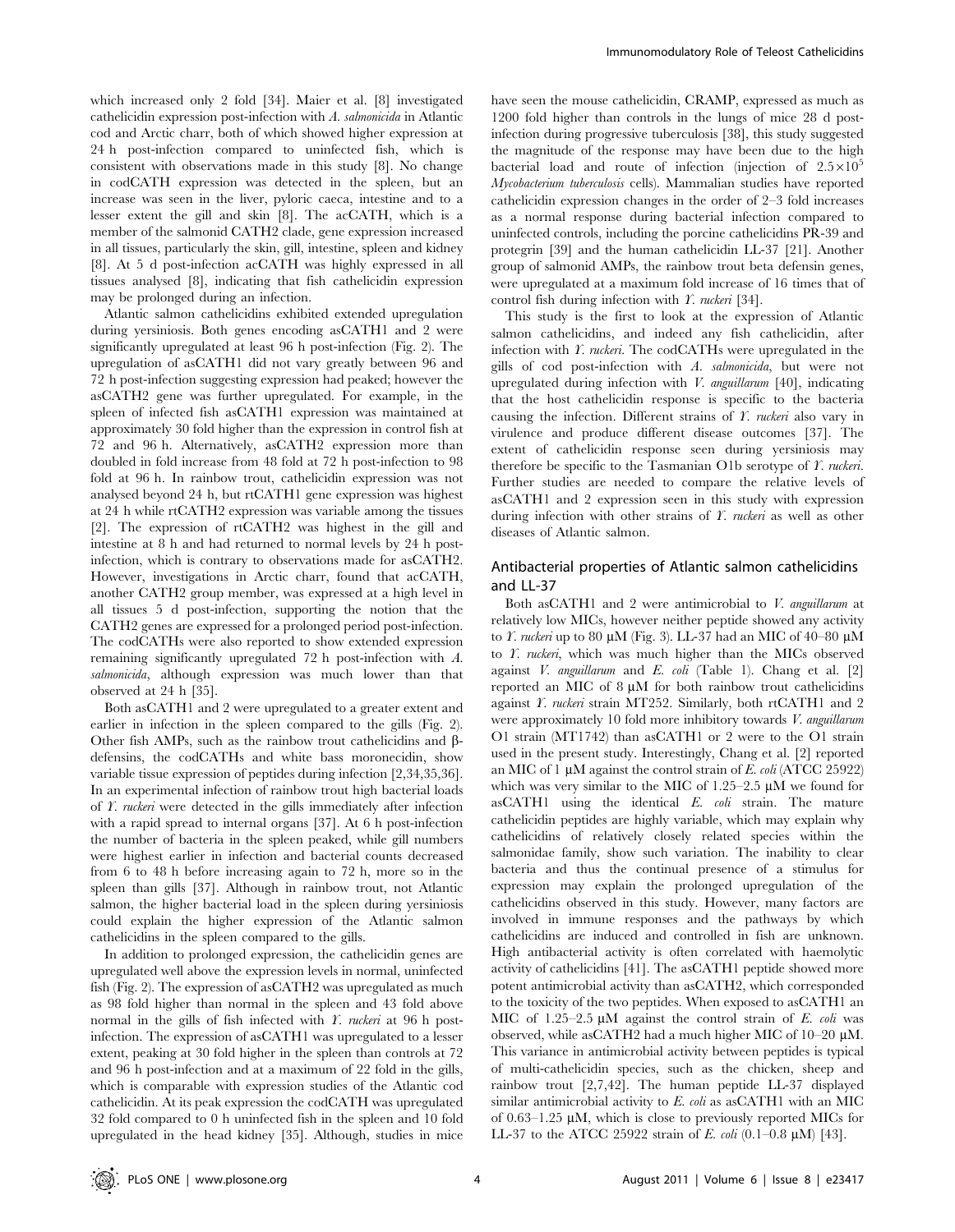which increased only 2 fold [34]. Maier et al. [8] investigated cathelicidin expression post-infection with *A. salmonicida* in Atlantic cod and Arctic charr, both of which showed higher expression at 24 h post-infection compared to uninfected fish, which is consistent with observations made in this study [8]. No change in codCATH expression was detected in the spleen, but an increase was seen in the liver, pyloric caeca, intestine and to a lesser extent the gill and skin [8]. The acCATH, which is a member of the salmonid CATH2 clade, gene expression increased in all tissues, particularly the skin, gill, intestine, spleen and kidney [8]. At 5 d post-infection acCATH was highly expressed in all tissues analysed [8], indicating that fish cathelicidin expression may be prolonged during an infection.

Atlantic salmon cathelicidins exhibited extended upregulation during yersiniosis. Both genes encoding asCATH1 and 2 were significantly upregulated at least 96 h post-infection (Fig. 2). The upregulation of asCATH1 did not vary greatly between 96 and 72 h post-infection suggesting expression had peaked; however the asCATH2 gene was further upregulated. For example, in the spleen of infected fish asCATH1 expression was maintained at approximately 30 fold higher than the expression in control fish at 72 and 96 h. Alternatively, asCATH2 expression more than doubled in fold increase from 48 fold at 72 h post-infection to 98 fold at 96 h. In rainbow trout, cathelicidin expression was not analysed beyond 24 h, but rtCATH1 gene expression was highest at 24 h while rtCATH2 expression was variable among the tissues [2]. The expression of rtCATH2 was highest in the gill and intestine at 8 h and had returned to normal levels by 24 h post-infection, which is contrary to observations made for asCATH2. However, investigations in Arctic charr, found that acCATH, another CATH2 group member, was expressed at a high level in all tissues 5 d post-infection, supporting the notion that the CATH2 genes are expressed for a prolonged period post-infection. The codCATHs were also reported to show extended expression remaining significantly upregulated 72 h post-infection with *A. salmonicida*, although expression was much lower than that observed at 24 h [35].

Both asCATH1 and 2 were upregulated to a greater extent and earlier in infection in the spleen compared to the gills (Fig. 2). Other fish AMPs, such as the rainbow trout cathelicidins and β-defensins, the codCATHs and white bass moronecidin, show variable tissue expression of peptides during infection [2,34,35,36]. In an experimental infection of rainbow trout high bacterial loads of *Y. ruckeri* were detected in the gills immediately after infection with a rapid spread to internal organs [37]. At 6 h post-infection the number of bacteria in the spleen peaked, while gill numbers were highest earlier in infection and bacterial counts decreased from 6 to 48 h before increasing again to 72 h, more so in the spleen than gills [37]. Although in rainbow trout, not Atlantic salmon, the higher bacterial load in the spleen during yersiniosis could explain the higher expression of the Atlantic salmon cathelicidins in the spleen compared to the gills.

In addition to prolonged expression, the cathelicidin genes are upregulated well above the expression levels in normal, uninfected fish (Fig. 2). The expression of asCATH2 was upregulated as much as 98 fold higher than normal in the spleen and 43 fold above normal in the gills of fish infected with *Y. ruckeri* at 96 h post-infection. The expression of asCATH1 was upregulated to a lesser extent, peaking at 30 fold higher in the spleen than controls at 72 and 96 h post-infection and at a maximum of 22 fold in the gills, which is comparable with expression studies of the Atlantic cod cathelicidin. At its peak expression the codCATH was upregulated 32 fold compared to 0 h uninfected fish in the spleen and 10 fold upregulated in the head kidney [35]. Although, studies in mice have seen the mouse cathelicidin, CRAMP, expressed as much as 1200 fold higher than controls in the lungs of mice 28 d post-infection during progressive tuberculosis [38], this study suggested the magnitude of the response may have been due to the high bacterial load and route of infection (injection of $2.5\times10^{5}$ *Mycobacterium tuberculosis* cells). Mammalian studies have reported cathelicidin expression changes in the order of 2–3 fold increases as a normal response during bacterial infection compared to uninfected controls, including the porcine cathelicidins PR-39 and protegrin [39] and the human cathelicidin LL-37 [21]. Another group of salmonid AMPs, the rainbow trout beta defensin genes, were upregulated at a maximum fold increase of 16 times that of control fish during infection with *Y. ruckeri* [34].

This study is the first to look at the expression of Atlantic salmon cathelicidins, and indeed any fish cathelicidin, after infection with *Y. ruckeri*. The codCATHs were upregulated in the gills of cod post-infection with *A. salmonicida*, but were not upregulated during infection with *V. anguillarum* [40], indicating that the host cathelicidin response is specific to the bacteria causing the infection. Different strains of *Y. ruckeri* also vary in virulence and produce different disease outcomes [37]. The extent of cathelicidin response seen during yersiniosis may therefore be specific to the Tasmanian O1b serotype of *Y. ruckeri*. Further studies are needed to compare the relative levels of asCATH1 and 2 expression seen in this study with expression during infection with other strains of *Y. ruckeri* as well as other diseases of Atlantic salmon.

## Antibacterial properties of Atlantic salmon cathelicidins and LL-37

Both asCATH1 and 2 were antimicrobial to *V. anguillarum* at relatively low MICs, however neither peptide showed any activity to *Y. ruckeri* up to 80 μM (Fig. 3). LL-37 had an MIC of 40–80 μM to *Y. ruckeri*, which was much higher than the MICs observed against *V. anguillarum* and *E. coli* (Table 1). Chang et al. [2] reported an MIC of 8 μM for both rainbow trout cathelicidins against *Y. ruckeri* strain MT252. Similarly, both rtCATH1 and 2 were approximately 10 fold more inhibitory towards *V. anguillarum* O1 strain (MT1742) than asCATH1 or 2 were to the O1 strain used in the present study. Interestingly, Chang et al. [2] reported an MIC of 1 μM against the control strain of *E. coli* (ATCC 25922) which was very similar to the MIC of 1.25–2.5 μM we found for asCATH1 using the identical *E. coli* strain. The mature cathelicidin peptides are highly variable, which may explain why cathelicidins of relatively closely related species within the salmonidae family, show such variation. The inability to clear bacteria and thus the continual presence of a stimulus for expression may explain the prolonged upregulation of the cathelicidins observed in this study. However, many factors are involved in immune responses and the pathways by which cathelicidins are induced and controlled in fish are unknown. High antibacterial activity is often correlated with haemolytic activity of cathelicidins [41]. The asCATH1 peptide showed more potent antimicrobial activity than asCATH2, which corresponded to the toxicity of the two peptides. When exposed to asCATH1 an MIC of 1.25–2.5 μM against the control strain of *E. coli* was observed, while asCATH2 had a much higher MIC of 10–20 μM. This variance in antimicrobial activity between peptides is typical of multi-cathelicidin species, such as the chicken, sheep and rainbow trout [2,7,42]. The human peptide LL-37 displayed similar antimicrobial activity to *E. coli* as asCATH1 with an MIC of 0.63–1.25 μM, which is close to previously reported MICs for LL-37 to the ATCC 25922 strain of *E. coli* (0.1–0.8 μM) [43].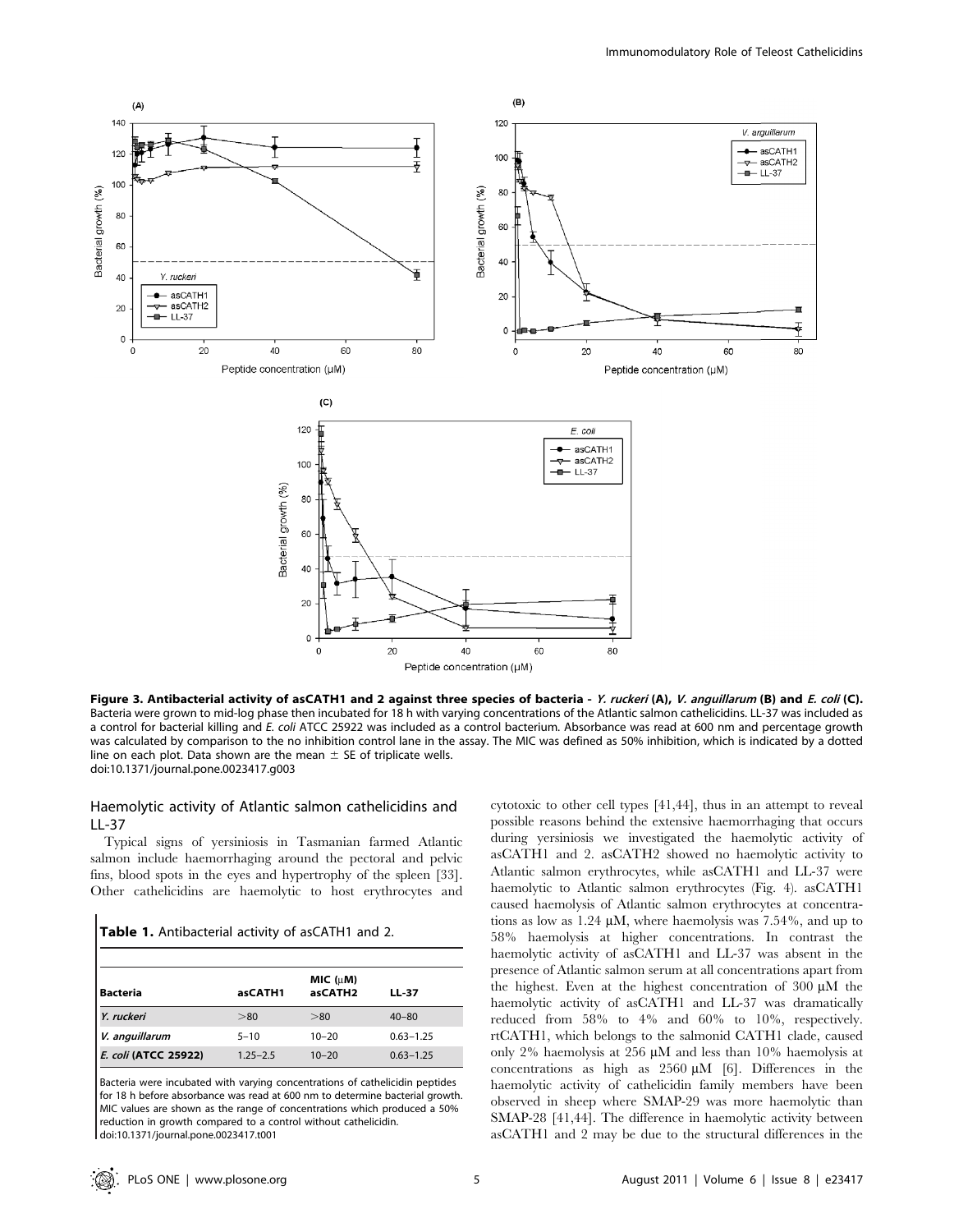**Figure 3. Antibacterial activity of asCATH1 and 2 against three species of bacteria - *Y. ruckeri* (A), *V. anguillarum* (B) and *E. coli* (C).** Bacteria were grown to mid-log phase then incubated for 18 h with varying concentrations of the Atlantic salmon cathelicidins. LL-37 was included as a control for bacterial killing and *E. coli* ATCC 25922 was included as a control bacterium. Absorbance was read at 600 nm and percentage growth was calculated by comparison to the no inhibition control lane in the assay. The MIC was defined as 50% inhibition, which is indicated by a dotted line on each plot. Data shown are the mean ± SE of triplicate wells.
doi:10.1371/journal.pone.0023417.g003

## Haemolytic activity of Atlantic salmon cathelicidins and LL-37

Typical signs of yersiniosis in Tasmanian farmed Atlantic salmon include haemorrhaging around the pectoral and pelvic fins, blood spots in the eyes and hypertrophy of the spleen [33]. Other cathelicidins are haemolytic to host erythrocytes and cytotoxic to other cell types [41,44], thus in an attempt to reveal possible reasons behind the extensive haemorrhaging that occurs during yersiniosis we investigated the haemolytic activity of asCATH1 and 2. asCATH2 showed no haemolytic activity to Atlantic salmon erythrocytes, while asCATH1 and LL-37 were haemolytic to Atlantic salmon erythrocytes (Fig. 4). asCATH1 caused haemolysis of Atlantic salmon erythrocytes at concentrations as low as 1.24 µM, where haemolysis was 7.54%, and up to 58% haemolysis at higher concentrations. In contrast the haemolytic activity of asCATH1 and LL-37 was absent in the presence of Atlantic salmon serum at all concentrations apart from the highest. Even at the highest concentration of 300 µM the haemolytic activity of asCATH1 and LL-37 was dramatically reduced from 58% to 4% and 60% to 10%, respectively. rtCATH1, which belongs to the salmonid CATH1 clade, caused only 2% haemolysis at 256 µM and less than 10% haemolysis at concentrations as high as 2560 µM [6]. Differences in the haemolytic activity of cathelicidin family members have been observed in sheep where SMAP-29 was more haemolytic than SMAP-28 [41,44]. The difference in haemolytic activity between asCATH1 and 2 may be due to the structural differences in the

**Table 1.** Antibacterial activity of asCATH1 and 2.

| Bacteria | asCATH1 | MIC (µM) asCATH2 | LL-37 |
|---|---|---|---|
| *Y. ruckeri* | >80 | >80 | 40–80 |
| *V. anguillarum* | 5–10 | 10–20 | 0.63–1.25 |
| *E. coli* (ATCC 25922) | 1.25–2.5 | 10–20 | 0.63–1.25 |

Bacteria were incubated with varying concentrations of cathelicidin peptides for 18 h before absorbance was read at 600 nm to determine bacterial growth. MIC values are shown as the range of concentrations which produced a 50% reduction in growth compared to a control without cathelicidin.
doi:10.1371/journal.pone.0023417.t001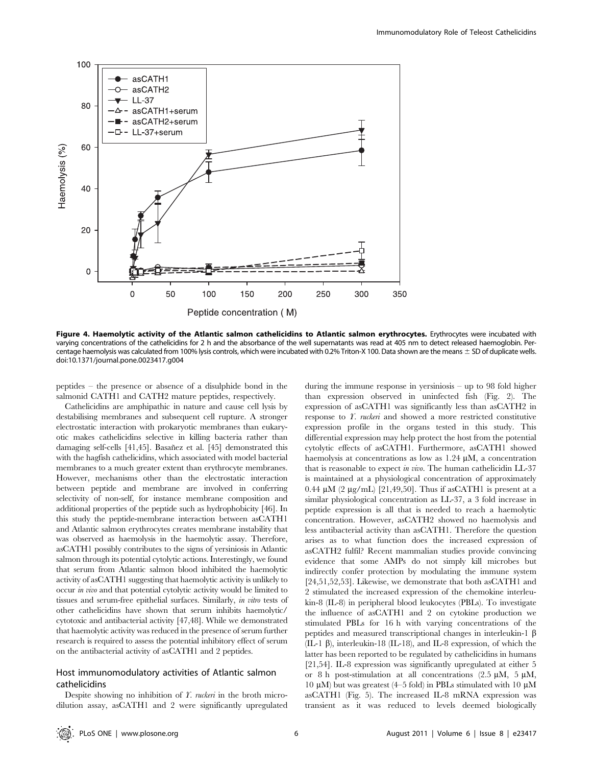**Figure 4. Haemolytic activity of the Atlantic salmon cathelicidins to Atlantic salmon erythrocytes.** Erythrocytes were incubated with varying concentrations of the cathelicidins for 2 h and the absorbance of the well supernatants was read at 405 nm to detect released haemoglobin. Percentage haemolysis was calculated from 100% lysis controls, which were incubated with 0.2% Triton-X 100. Data shown are the means ± SD of duplicate wells.
doi:10.1371/journal.pone.0023417.g004

peptides – the presence or absence of a disulphide bond in the salmonid CATH1 and CATH2 mature peptides, respectively.

Cathelicidins are amphipathic in nature and cause cell lysis by destabilising membranes and subsequent cell rupture. A stronger electrostatic interaction with prokaryotic membranes than eukaryotic makes cathelicidins selective in killing bacteria rather than damaging self-cells [41,45]. Basañez et al. [45] demonstrated this with the hagfish cathelicidins, which associated with model bacterial membranes to a much greater extent than erythrocyte membranes. However, mechanisms other than the electrostatic interaction between peptide and membrane are involved in conferring selectivity of non-self, for instance membrane composition and additional properties of the peptide such as hydrophobicity [46]. In this study the peptide-membrane interaction between asCATH1 and Atlantic salmon erythrocytes creates membrane instability that was observed as haemolysis in the haemolytic assay. Therefore, asCATH1 possibly contributes to the signs of yersiniosis in Atlantic salmon through its potential cytolytic actions. Interestingly, we found that serum from Atlantic salmon blood inhibited the haemolytic activity of asCATH1 suggesting that haemolytic activity is unlikely to occur *in vivo* and that potential cytolytic activity would be limited to tissues and serum-free epithelial surfaces. Similarly, *in vitro* tests of other cathelicidins have shown that serum inhibits haemolytic/cytotoxic and antibacterial activity [47,48]. While we demonstrated that haemolytic activity was reduced in the presence of serum further research is required to assess the potential inhibitory effect of serum on the antibacterial activity of asCATH1 and 2 peptides.

## Host immunomodulatory activities of Atlantic salmon cathelicidins

Despite showing no inhibition of *Y. ruckeri* in the broth microdilution assay, asCATH1 and 2 were significantly upregulated during the immune response in yersiniosis – up to 98 fold higher than expression observed in uninfected fish (Fig. 2). The expression of asCATH1 was significantly less than asCATH2 in response to *Y. ruckeri* and showed a more restricted constitutive expression profile in the organs tested in this study. This differential expression may help protect the host from the potential cytolytic effects of asCATH1. Furthermore, asCATH1 showed haemolysis at concentrations as low as 1.24 µM, a concentration that is reasonable to expect *in vivo*. The human cathelicidin LL-37 is maintained at a physiological concentration of approximately 0.44 µM (2 µg/mL) [21,49,50]. Thus if asCATH1 is present at a similar physiological concentration as LL-37, a 3 fold increase in peptide expression is all that is needed to reach a haemolytic concentration. However, asCATH2 showed no haemolysis and less antibacterial activity than asCATH1. Therefore the question arises as to what function does the increased expression of asCATH2 fulfil? Recent mammalian studies provide convincing evidence that some AMPs do not simply kill microbes but indirectly confer protection by modulating the immune system [24,51,52,53]. Likewise, we demonstrate that both asCATH1 and 2 stimulated the increased expression of the chemokine interleukin-8 (IL-8) in peripheral blood leukocytes (PBLs). To investigate the influence of asCATH1 and 2 on cytokine production we stimulated PBLs for 16 h with varying concentrations of the peptides and measured transcriptional changes in interleukin-1 β (IL-1 β), interleukin-18 (IL-18), and IL-8 expression, of which the latter has been reported to be regulated by cathelicidins in humans [21,54]. IL-8 expression was significantly upregulated at either 5 or 8 h post-stimulation at all concentrations (2.5 µM, 5 µM, 10 µM) but was greatest (4–5 fold) in PBLs stimulated with 10 µM asCATH1 (Fig. 5). The increased IL-8 mRNA expression was transient as it was reduced to levels deemed biologically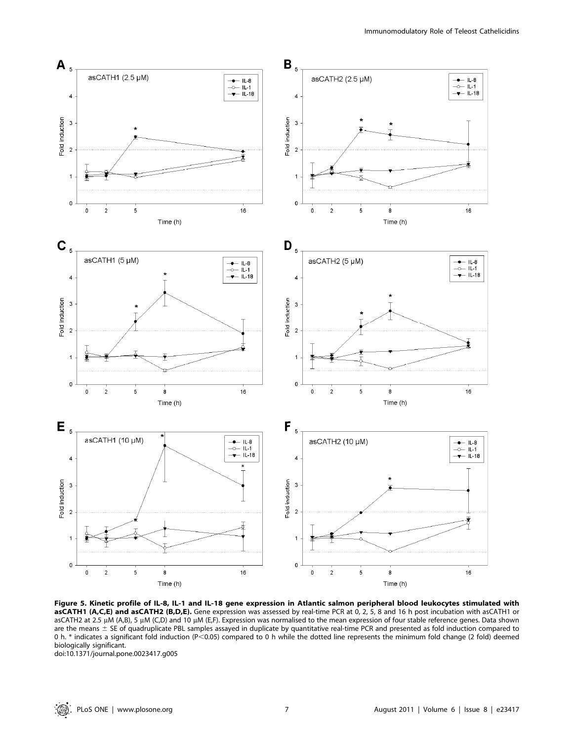**Figure 5. Kinetic profile of IL-8, IL-1 and IL-18 gene expression in Atlantic salmon peripheral blood leukocytes stimulated with asCATH1 (A,C,E) and asCATH2 (B,D,E).** Gene expression was assessed by real-time PCR at 0, 2, 5, 8 and 16 h post incubation with asCATH1 or asCATH2 at 2.5 μM (A,B), 5 μM (C,D) and 10 μM (E,F). Expression was normalised to the mean expression of four stable reference genes. Data shown are the means ± SE of quadruplicate PBL samples assayed in duplicate by quantitative real-time PCR and presented as fold induction compared to 0 h. * indicates a significant fold induction (P<0.05) compared to 0 h while the dotted line represents the minimum fold change (2 fold) deemed biologically significant.

doi:10.1371/journal.pone.0023417.g005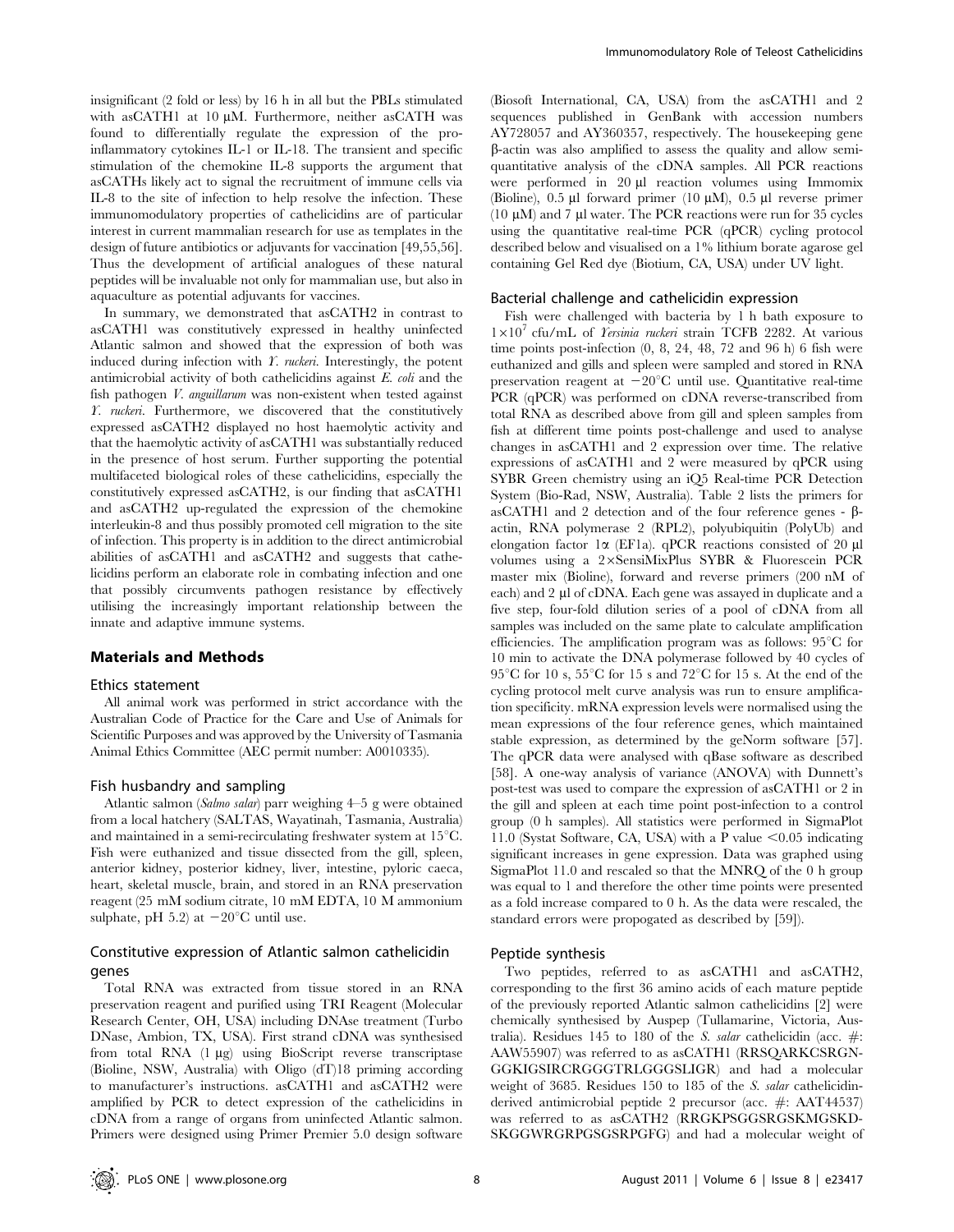insignificant (2 fold or less) by 16 h in all but the PBLs stimulated with asCATH1 at 10 μM. Furthermore, neither asCATH was found to differentially regulate the expression of the pro-inflammatory cytokines IL-1 or IL-18. The transient and specific stimulation of the chemokine IL-8 supports the argument that asCATHs likely act to signal the recruitment of immune cells via IL-8 to the site of infection to help resolve the infection. These immunomodulatory properties of cathelicidins are of particular interest in current mammalian research for use as templates in the design of future antibiotics or adjuvants for vaccination [49,55,56]. Thus the development of artificial analogues of these natural peptides will be invaluable not only for mammalian use, but also in aquaculture as potential adjuvants for vaccines.

In summary, we demonstrated that asCATH2 in contrast to asCATH1 was constitutively expressed in healthy uninfected Atlantic salmon and showed that the expression of both was induced during infection with *Y. ruckeri*. Interestingly, the potent antimicrobial activity of both cathelicidins against *E. coli* and the fish pathogen *V. anguillarum* was non-existent when tested against *Y. ruckeri*. Furthermore, we discovered that the constitutively expressed asCATH2 displayed no host haemolytic activity and that the haemolytic activity of asCATH1 was substantially reduced in the presence of host serum. Further supporting the potential multifaceted biological roles of these cathelicidins, especially the constitutively expressed asCATH2, is our finding that asCATH1 and asCATH2 up-regulated the expression of the chemokine interleukin-8 and thus possibly promoted cell migration to the site of infection. This property is in addition to the direct antimicrobial abilities of asCATH1 and asCATH2 and suggests that cathelicidins perform an elaborate role in combating infection and one that possibly circumvents pathogen resistance by effectively utilising the increasingly important relationship between the innate and adaptive immune systems.

## Materials and Methods

### Ethics statement

All animal work was performed in strict accordance with the Australian Code of Practice for the Care and Use of Animals for Scientific Purposes and was approved by the University of Tasmania Animal Ethics Committee (AEC permit number: A0010335).

### Fish husbandry and sampling

Atlantic salmon (*Salmo salar*) parr weighing 4–5 g were obtained from a local hatchery (SALTAS, Wayatinah, Tasmania, Australia) and maintained in a semi-recirculating freshwater system at 15°C. Fish were euthanized and tissue dissected from the gill, spleen, anterior kidney, posterior kidney, liver, intestine, pyloric caeca, heart, skeletal muscle, brain, and stored in an RNA preservation reagent (25 mM sodium citrate, 10 mM EDTA, 10 M ammonium sulphate, pH 5.2) at −20°C until use.

### Constitutive expression of Atlantic salmon cathelicidin genes

Total RNA was extracted from tissue stored in an RNA preservation reagent and purified using TRI Reagent (Molecular Research Center, OH, USA) including DNAse treatment (Turbo DNase, Ambion, TX, USA). First strand cDNA was synthesised from total RNA (1 μg) using BioScript reverse transcriptase (Bioline, NSW, Australia) with Oligo (dT)18 priming according to manufacturer's instructions. asCATH1 and asCATH2 were amplified by PCR to detect expression of the cathelicidins in cDNA from a range of organs from uninfected Atlantic salmon. Primers were designed using Primer Premier 5.0 design software (Biosoft International, CA, USA) from the asCATH1 and 2 sequences published in GenBank with accession numbers AY728057 and AY360357, respectively. The housekeeping gene β-actin was also amplified to assess the quality and allow semi-quantitative analysis of the cDNA samples. All PCR reactions were performed in 20 μl reaction volumes using Immomix (Bioline), 0.5 μl forward primer (10 μM), 0.5 μl reverse primer (10 μM) and 7 μl water. The PCR reactions were run for 35 cycles using the quantitative real-time PCR (qPCR) cycling protocol described below and visualised on a 1% lithium borate agarose gel containing Gel Red dye (Biotium, CA, USA) under UV light.

### Bacterial challenge and cathelicidin expression

Fish were challenged with bacteria by 1 h bath exposure to $1\times10^{7}$ cfu/mL of *Yersinia ruckeri* strain TCFB 2282. At various time points post-infection (0, 8, 24, 48, 72 and 96 h) 6 fish were euthanized and gills and spleen were sampled and stored in RNA preservation reagent at −20°C until use. Quantitative real-time PCR (qPCR) was performed on cDNA reverse-transcribed from total RNA as described above from gill and spleen samples from fish at different time points post-challenge and used to analyse changes in asCATH1 and 2 expression over time. The relative expressions of asCATH1 and 2 were measured by qPCR using SYBR Green chemistry using an iQ5 Real-time PCR Detection System (Bio-Rad, NSW, Australia). Table 2 lists the primers for asCATH1 and 2 detection and of the four reference genes - β-actin, RNA polymerase 2 (RPL2), polyubiquitin (PolyUb) and elongation factor 1α (EF1a). qPCR reactions consisted of 20 μl volumes using a 2×SensiMixPlus SYBR & Fluorescein PCR master mix (Bioline), forward and reverse primers (200 nM of each) and 2 μl of cDNA. Each gene was assayed in duplicate and a five step, four-fold dilution series of a pool of cDNA from all samples was included on the same plate to calculate amplification efficiencies. The amplification program was as follows: 95°C for 10 min to activate the DNA polymerase followed by 40 cycles of 95°C for 10 s, 55°C for 15 s and 72°C for 15 s. At the end of the cycling protocol melt curve analysis was run to ensure amplification specificity. mRNA expression levels were normalised using the mean expressions of the four reference genes, which maintained stable expression, as determined by the geNorm software [57]. The qPCR data were analysed with qBase software as described [58]. A one-way analysis of variance (ANOVA) with Dunnett's post-test was used to compare the expression of asCATH1 or 2 in the gill and spleen at each time point post-infection to a control group (0 h samples). All statistics were performed in SigmaPlot 11.0 (Systat Software, CA, USA) with a P value $<0.05$ indicating significant increases in gene expression. Data was graphed using SigmaPlot 11.0 and rescaled so that the MNRQ of the 0 h group was equal to 1 and therefore the other time points were presented as a fold increase compared to 0 h. As the data were rescaled, the standard errors were propogated as described by [59]).

### Peptide synthesis

Two peptides, referred to as asCATH1 and asCATH2, corresponding to the first 36 amino acids of each mature peptide of the previously reported Atlantic salmon cathelicidins [2] were chemically synthesised by Auspep (Tullamarine, Victoria, Australia). Residues 145 to 180 of the *S. salar* cathelicidin (acc. #: AAW55907) was referred to as asCATH1 (RRSQARKCSRGN-GGKIGSIRCRGGGTRLGGGSLIGR) and had a molecular weight of 3685. Residues 150 to 185 of the *S. salar* cathelicidin-derived antimicrobial peptide 2 precursor (acc. #: AAT44537) was referred to as asCATH2 (RRGKPSGGSRGSKMGSKD-SKGGWRGRPGSGSRPGFG) and had a molecular weight of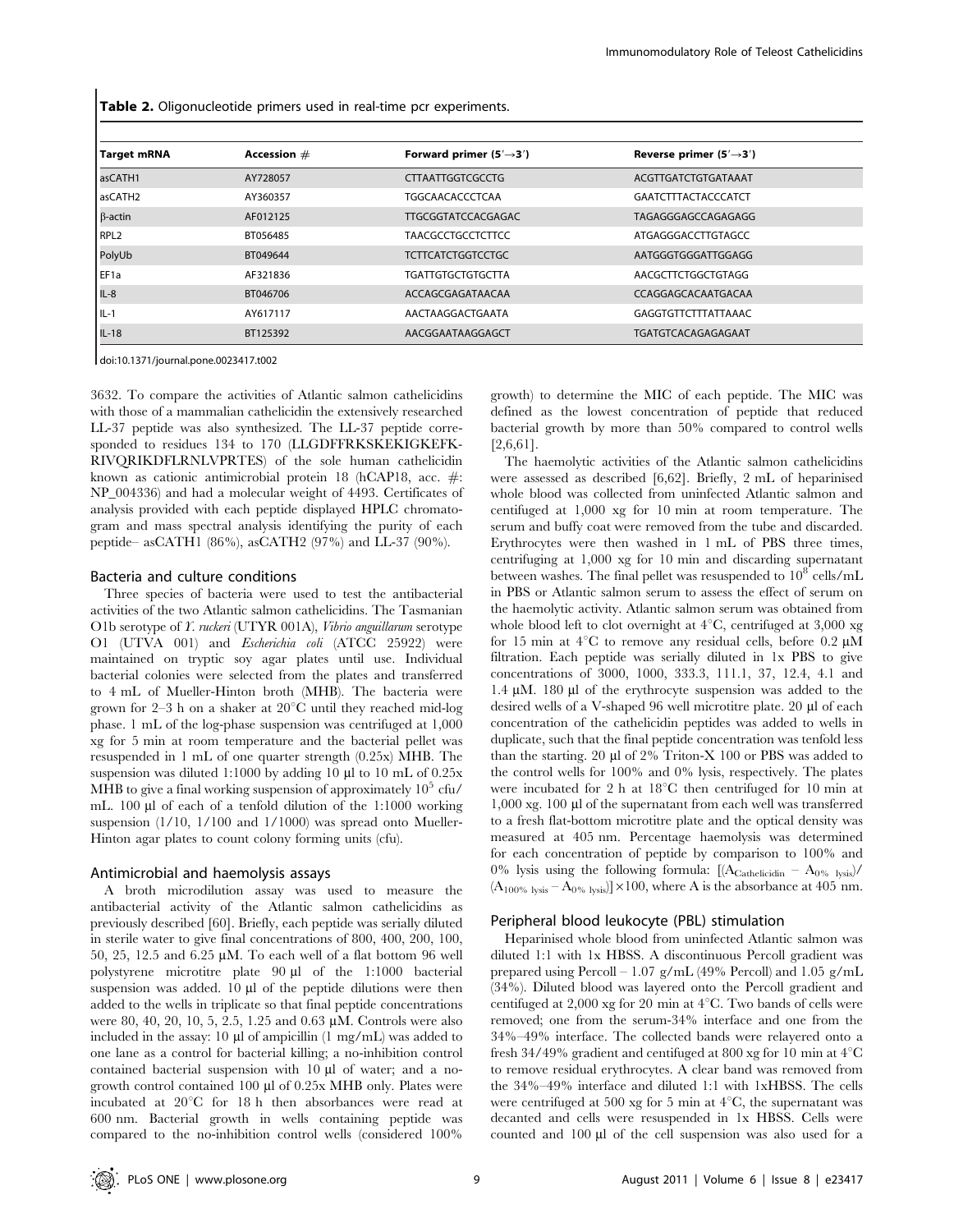**Table 2.** Oligonucleotide primers used in real-time pcr experiments.

| Target mRNA | Accession # | Forward primer (5′→3′) | Reverse primer (5′→3′) |
|---|---|---|---|
| asCATH1 | AY728057 | CTTAATTGGTCGCCTG | ACGTTGATCTGTGATAAAT |
| asCATH2 | AY360357 | TGGCAACACCCTCAA | GAATCTTTACTACCCATCT |
| β-actin | AF012125 | TTGCGGTATCCACGAGAC | TAGAGGGAGCCAGAGAGG |
| RPL2 | BT056485 | TAACGCCTGCCTCTTCC | ATGAGGGACCTTGTAGCC |
| PolyUb | BT049644 | TCTTCATCTGGTCCTGC | AATGGGTGGGATTGGAGG |
| EF1a | AF321836 | TGATTGTGCTGTGCTTA | AACGCTTCTGGCTGTAGG |
| IL-8 | BT046706 | ACCAGCGAGATAACAA | CCAGGAGCACAATGACAA |
| IL-1 | AY617117 | AACTAAGGACTGAATA | GAGGTGTTCTTTATTAAAC |
| IL-18 | BT125392 | AACGGAATAAGGAGCT | TGATGTCACAGAGAGAAT |

doi:10.1371/journal.pone.0023417.t002

3632. To compare the activities of Atlantic salmon cathelicidins with those of a mammalian cathelicidin the extensively researched LL-37 peptide was also synthesized. The LL-37 peptide corresponded to residues 134 to 170 (LLGDFFRKSKEKIGKEFKRIVQRIKDFLRNLVPRTES) of the sole human cathelicidin known as cationic antimicrobial protein 18 (hCAP18, acc. #: NP_004336) and had a molecular weight of 4493. Certificates of analysis provided with each peptide displayed HPLC chromatogram and mass spectral analysis identifying the purity of each peptide– asCATH1 (86%), asCATH2 (97%) and LL-37 (90%).

### Bacteria and culture conditions

Three species of bacteria were used to test the antibacterial activities of the two Atlantic salmon cathelicidins. The Tasmanian O1b serotype of *Y. ruckeri* (UTYR 001A), *Vibrio anguillarum* serotype O1 (UTVA 001) and *Escherichia coli* (ATCC 25922) were maintained on tryptic soy agar plates until use. Individual bacterial colonies were selected from the plates and transferred to 4 mL of Mueller-Hinton broth (MHB). The bacteria were grown for 2–3 h on a shaker at 20°C until they reached mid-log phase. 1 mL of the log-phase suspension was centrifuged at 1,000 xg for 5 min at room temperature and the bacterial pellet was resuspended in 1 mL of one quarter strength (0.25x) MHB. The suspension was diluted 1:1000 by adding 10 µl to 10 mL of 0.25x MHB to give a final working suspension of approximately $10^5$ cfu/mL. 100 µl of each of a tenfold dilution of the 1:1000 working suspension (1/10, 1/100 and 1/1000) was spread onto Mueller-Hinton agar plates to count colony forming units (cfu).

### Antimicrobial and haemolysis assays

A broth microdilution assay was used to measure the antibacterial activity of the Atlantic salmon cathelicidins as previously described [60]. Briefly, each peptide was serially diluted in sterile water to give final concentrations of 800, 400, 200, 100, 50, 25, 12.5 and 6.25 µM. To each well of a flat bottom 96 well polystyrene microtitre plate 90 µl of the 1:1000 bacterial suspension was added. 10 µl of the peptide dilutions were then added to the wells in triplicate so that final peptide concentrations were 80, 40, 20, 10, 5, 2.5, 1.25 and 0.63 µM. Controls were also included in the assay: 10 µl of ampicillin (1 mg/mL) was added to one lane as a control for bacterial killing; a no-inhibition control contained bacterial suspension with 10 µl of water; and a no-growth control contained 100 µl of 0.25x MHB only. Plates were incubated at 20°C for 18 h then absorbances were read at 600 nm. Bacterial growth in wells containing peptide was compared to the no-inhibition control wells (considered 100% growth) to determine the MIC of each peptide. The MIC was defined as the lowest concentration of peptide that reduced bacterial growth by more than 50% compared to control wells [2,6,61].

The haemolytic activities of the Atlantic salmon cathelicidins were assessed as described [6,62]. Briefly, 2 mL of heparinised whole blood was collected from uninfected Atlantic salmon and centrifuged at 1,000 xg for 10 min at room temperature. The serum and buffy coat were removed from the tube and discarded. Erythrocytes were then washed in 1 mL of PBS three times, centrifuging at 1,000 xg for 10 min and discarding supernatant between washes. The final pellet was resuspended to $10^8$ cells/mL in PBS or Atlantic salmon serum to assess the effect of serum on the haemolytic activity. Atlantic salmon serum was obtained from whole blood left to clot overnight at 4°C, centrifuged at 3,000 xg for 15 min at 4°C to remove any residual cells, before 0.2 µM filtration. Each peptide was serially diluted in 1x PBS to give concentrations of 3000, 1000, 333.3, 111.1, 37, 12.4, 4.1 and 1.4 µM. 180 µl of the erythrocyte suspension was added to the desired wells of a V-shaped 96 well microtitre plate. 20 µl of each concentration of the cathelicidin peptides was added to wells in duplicate, such that the final peptide concentration was tenfold less than the starting. 20 µl of 2% Triton-X 100 or PBS was added to the control wells for 100% and 0% lysis, respectively. The plates were incubated for 2 h at 18°C then centrifuged for 10 min at 1,000 xg. 100 µl of the supernatant from each well was transferred to a fresh flat-bottom microtitre plate and the optical density was measured at 405 nm. Percentage haemolysis was determined for each concentration of peptide by comparison to 100% and 0% lysis using the following formula: $[(A_{Cathelicidin} - A_{0\%\ lysis})/(A_{100\%\ lysis} - A_{0\%\ lysis})] \times 100$, where A is the absorbance at 405 nm.

### Peripheral blood leukocyte (PBL) stimulation

Heparinised whole blood from uninfected Atlantic salmon was diluted 1:1 with 1x HBSS. A discontinuous Percoll gradient was prepared using Percoll – 1.07 g/mL (49% Percoll) and 1.05 g/mL (34%). Diluted blood was layered onto the Percoll gradient and centifuged at 2,000 xg for 20 min at 4°C. Two bands of cells were removed; one from the serum-34% interface and one from the 34%–49% interface. The collected bands were relayered onto a fresh 34/49% gradient and centifuged at 800 xg for 10 min at 4°C to remove residual erythrocytes. A clear band was removed from the 34%–49% interface and diluted 1:1 with 1xHBSS. The cells were centrifuged at 500 xg for 5 min at 4°C, the supernatant was decanted and cells were resuspended in 1x HBSS. Cells were counted and 100 µl of the cell suspension was also used for a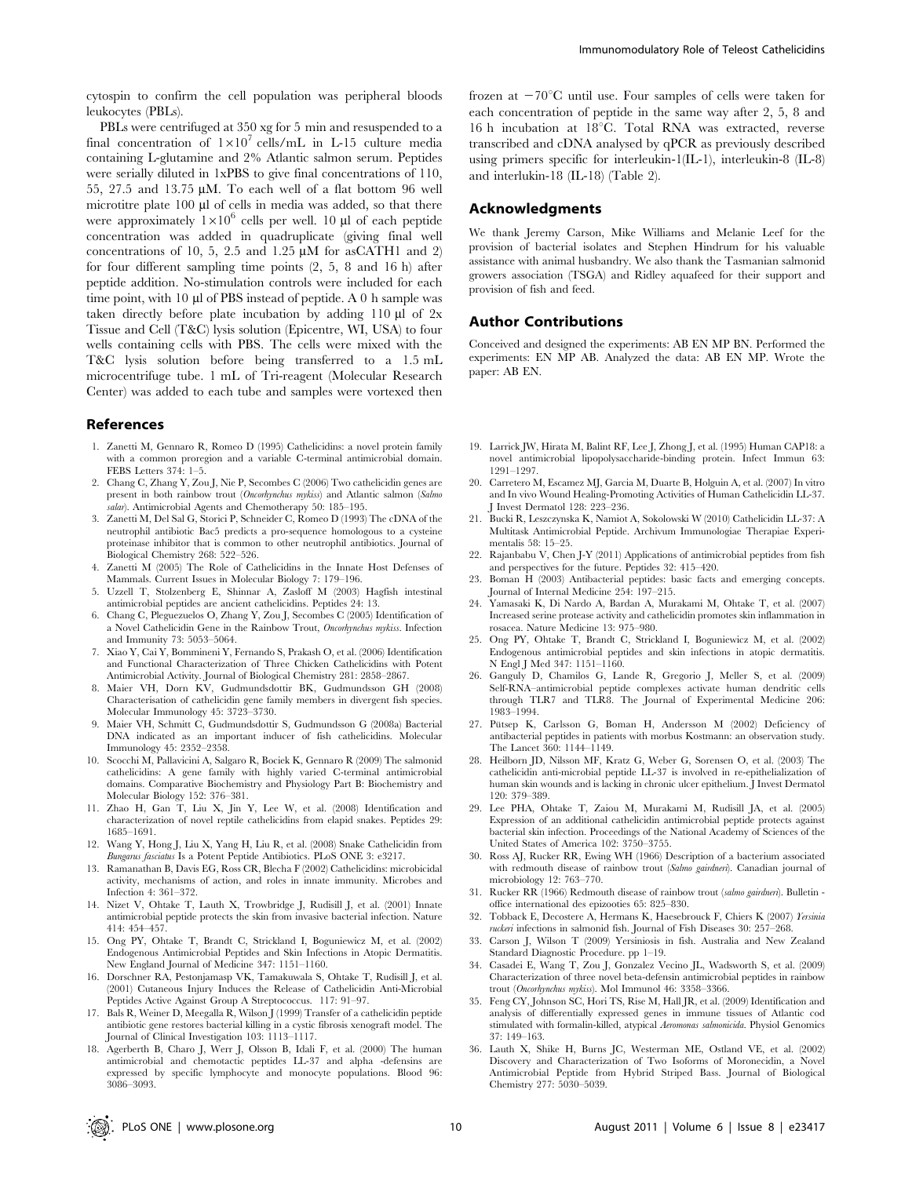cytospin to confirm the cell population was peripheral bloods leukocytes (PBLs).

PBLs were centrifuged at 350 xg for 5 min and resuspended to a final concentration of $1\times10^{7}$ cells/mL in L-15 culture media containing L-glutamine and 2% Atlantic salmon serum. Peptides were serially diluted in 1xPBS to give final concentrations of 110, 55, 27.5 and 13.75 µM. To each well of a flat bottom 96 well microtitre plate 100 µl of cells in media was added, so that there were approximately $1\times10^{6}$ cells per well. 10 µl of each peptide concentration was added in quadruplicate (giving final well concentrations of 10, 5, 2.5 and 1.25 µM for asCATH1 and 2) for four different sampling time points (2, 5, 8 and 16 h) after peptide addition. No-stimulation controls were included for each time point, with 10 µl of PBS instead of peptide. A 0 h sample was taken directly before plate incubation by adding 110 µl of 2x Tissue and Cell (T&C) lysis solution (Epicentre, WI, USA) to four wells containing cells with PBS. The cells were mixed with the T&C lysis solution before being transferred to a 1.5 mL microcentrifuge tube. 1 mL of Tri-reagent (Molecular Research Center) was added to each tube and samples were vortexed then frozen at −70°C until use. Four samples of cells were taken for each concentration of peptide in the same way after 2, 5, 8 and 16 h incubation at 18°C. Total RNA was extracted, reverse transcribed and cDNA analysed by qPCR as previously described using primers specific for interleukin-1(IL-1), interleukin-8 (IL-8) and interlukin-18 (IL-18) (Table 2).

## Acknowledgments

We thank Jeremy Carson, Mike Williams and Melanie Leef for the provision of bacterial isolates and Stephen Hindrum for his valuable assistance with animal husbandry. We also thank the Tasmanian salmonid growers association (TSGA) and Ridley aquafeed for their support and provision of fish and feed.

## Author Contributions

Conceived and designed the experiments: AB EN MP BN. Performed the experiments: EN MP AB. Analyzed the data: AB EN MP. Wrote the paper: AB EN.

## References

1. Zanetti M, Gennaro R, Romeo D (1995) Cathelicidins: a novel protein family with a common proregion and a variable C-terminal antimicrobial domain. FEBS Letters 374: 1–5.
2. Chang C, Zhang Y, Zou J, Nie P, Secombes C (2006) Two cathelicidin genes are present in both rainbow trout (*Oncorhynchus mykiss*) and Atlantic salmon (*Salmo salar*). Antimicrobial Agents and Chemotherapy 50: 185–195.
3. Zanetti M, Del Sal G, Storici P, Schneider C, Romeo D (1993) The cDNA of the neutrophil antibiotic Bac5 predicts a pro-sequence homologous to a cysteine proteinase inhibitor that is common to other neutrophil antibiotics. Journal of Biological Chemistry 268: 522–526.
4. Zanetti M (2005) The Role of Cathelicidins in the Innate Host Defenses of Mammals. Current Issues in Molecular Biology 7: 179–196.
5. Uzzell T, Stolzenberg E, Shinnar A, Zasloff M (2003) Hagfish intestinal antimicrobial peptides are ancient cathelicidins. Peptides 24: 13.
6. Chang C, Pleguezuelos O, Zhang Y, Zou J, Secombes C (2005) Identification of a Novel Cathelicidin Gene in the Rainbow Trout, *Oncorhynchus mykiss*. Infection and Immunity 73: 5053–5064.
7. Xiao Y, Cai Y, Bommineni Y, Fernando S, Prakash O, et al. (2006) Identification and Functional Characterization of Three Chicken Cathelicidins with Potent Antimicrobial Activity. Journal of Biological Chemistry 281: 2858–2867.
8. Maier VH, Dorn KV, Gudmundsdottir BK, Gudmundsson GH (2008) Characterisation of cathelicidin gene family members in divergent fish species. Molecular Immunology 45: 3723–3730.
9. Maier VH, Schmitt C, Gudmundsdottir S, Gudmundsson G (2008a) Bacterial DNA indicated as an important inducer of fish cathelicidins. Molecular Immunology 45: 2352–2358.
10. Scocchi M, Pallavicini A, Salgaro R, Bociek K, Gennaro R (2009) The salmonid cathelicidins: A gene family with highly varied C-terminal antimicrobial domains. Comparative Biochemistry and Physiology Part B: Biochemistry and Molecular Biology 152: 376–381.
11. Zhao H, Gan T, Liu X, Jin Y, Lee W, et al. (2008) Identification and characterization of novel reptile cathelicidins from elapid snakes. Peptides 29: 1685–1691.
12. Wang Y, Hong J, Liu X, Yang H, Liu R, et al. (2008) Snake Cathelicidin from *Bungarus fasciatus* Is a Potent Peptide Antibiotics. PLoS ONE 3: e3217.
13. Ramanathan B, Davis EG, Ross CR, Blecha F (2002) Cathelicidins: microbicidal activity, mechanisms of action, and roles in innate immunity. Microbes and Infection 4: 361–372.
14. Nizet V, Ohtake T, Lauth X, Trowbridge J, Rudisill J, et al. (2001) Innate antimicrobial peptide protects the skin from invasive bacterial infection. Nature 414: 454–457.
15. Ong PY, Ohtake T, Brandt C, Strickland I, Boguniewicz M, et al. (2002) Endogenous Antimicrobial Peptides and Skin Infections in Atopic Dermatitis. New England Journal of Medicine 347: 1151–1160.
16. Dorschner RA, Pestonjamasp VK, Tamakuwala S, Ohtake T, Rudisill J, et al. (2001) Cutaneous Injury Induces the Release of Cathelicidin Anti-Microbial Peptides Active Against Group A Streptococcus. 117: 91–97.
17. Bals R, Weiner D, Meegalla R, Wilson J (1999) Transfer of a cathelicidin peptide antibiotic gene restores bacterial killing in a cystic fibrosis xenograft model. The Journal of Clinical Investigation 103: 1113–1117.
18. Agerberth B, Charo J, Werr J, Olsson B, Idali F, et al. (2000) The human antimicrobial and chemotactic peptides LL-37 and alpha -defensins are expressed by specific lymphocyte and monocyte populations. Blood 96: 3086–3093.
19. Larrick JW, Hirata M, Balint RF, Lee J, Zhong J, et al. (1995) Human CAP18: a novel antimicrobial lipopolysaccharide-binding protein. Infect Immun 63: 1291–1297.
20. Carretero M, Escamez MJ, Garcia M, Duarte B, Holguin A, et al. (2007) In vitro and In vivo Wound Healing-Promoting Activities of Human Cathelicidin LL-37. J Invest Dermatol 128: 223–236.
21. Bucki R, Leszczynska K, Namiot A, Sokolowski W (2010) Cathelicidin LL-37: A Multitask Antimicrobial Peptide. Archivum Immunologiae Therapiae Experimentalis 58: 15–25.
22. Rajanbabu V, Chen J-Y (2011) Applications of antimicrobial peptides from fish and perspectives for the future. Peptides 32: 415–420.
23. Boman H (2003) Antibacterial peptides: basic facts and emerging concepts. Journal of Internal Medicine 254: 197–215.
24. Yamasaki K, Di Nardo A, Bardan A, Murakami M, Ohtake T, et al. (2007) Increased serine protease activity and cathelicidin promotes skin inflammation in rosacea. Nature Medicine 13: 975–980.
25. Ong PY, Ohtake T, Brandt C, Strickland I, Boguniewicz M, et al. (2002) Endogenous antimicrobial peptides and skin infections in atopic dermatitis. N Engl J Med 347: 1151–1160.
26. Ganguly D, Chamilos G, Lande R, Gregorio J, Meller S, et al. (2009) Self-RNA–antimicrobial peptide complexes activate human dendritic cells through TLR7 and TLR8. The Journal of Experimental Medicine 206: 1983–1994.
27. Pütsep K, Carlsson G, Boman H, Andersson M (2002) Deficiency of antibacterial peptides in patients with morbus Kostmann: an observation study. The Lancet 360: 1144–1149.
28. Heilborn JD, Nilsson MF, Kratz G, Weber G, Sorensen O, et al. (2003) The cathelicidin anti-microbial peptide LL-37 is involved in re-epithelialization of human skin wounds and is lacking in chronic ulcer epithelium. J Invest Dermatol 120: 379–389.
29. Lee PHA, Ohtake T, Zaiou M, Murakami M, Rudisill JA, et al. (2005) Expression of an additional cathelicidin antimicrobial peptide protects against bacterial skin infection. Proceedings of the National Academy of Sciences of the United States of America 102: 3750–3755.
30. Ross AJ, Rucker RR, Ewing WH (1966) Description of a bacterium associated with redmouth disease of rainbow trout (*Salmo gairdneri*). Canadian journal of microbiology 12: 763–770.
31. Rucker RR (1966) Redmouth disease of rainbow trout (*salmo gairdneri*). Bulletin - office international des epizooties 65: 825–830.
32. Tobback E, Decostere A, Hermans K, Haesebrouck F, Chiers K (2007) *Yersinia ruckeri* infections in salmonid fish. Journal of Fish Diseases 30: 257–268.
33. Carson J, Wilson T (2009) Yersiniosis in fish. Australia and New Zealand Standard Diagnostic Procedure. pp 1–19.
34. Casadei E, Wang T, Zou J, Gonzalez Vecino JL, Wadsworth S, et al. (2009) Characterization of three novel beta-defensin antimicrobial peptides in rainbow trout (*Oncorhynchus mykiss*). Mol Immunol 46: 3358–3366.
35. Feng CY, Johnson SC, Hori TS, Rise M, Hall JR, et al. (2009) Identification and analysis of differentially expressed genes in immune tissues of Atlantic cod stimulated with formalin-killed, atypical *Aeromonas salmonicida*. Physiol Genomics 37: 149–163.
36. Lauth X, Shike H, Burns JC, Westerman ME, Ostland VE, et al. (2002) Discovery and Characterization of Two Isoforms of Moronecidin, a Novel Antimicrobial Peptide from Hybrid Striped Bass. Journal of Biological Chemistry 277: 5030–5039.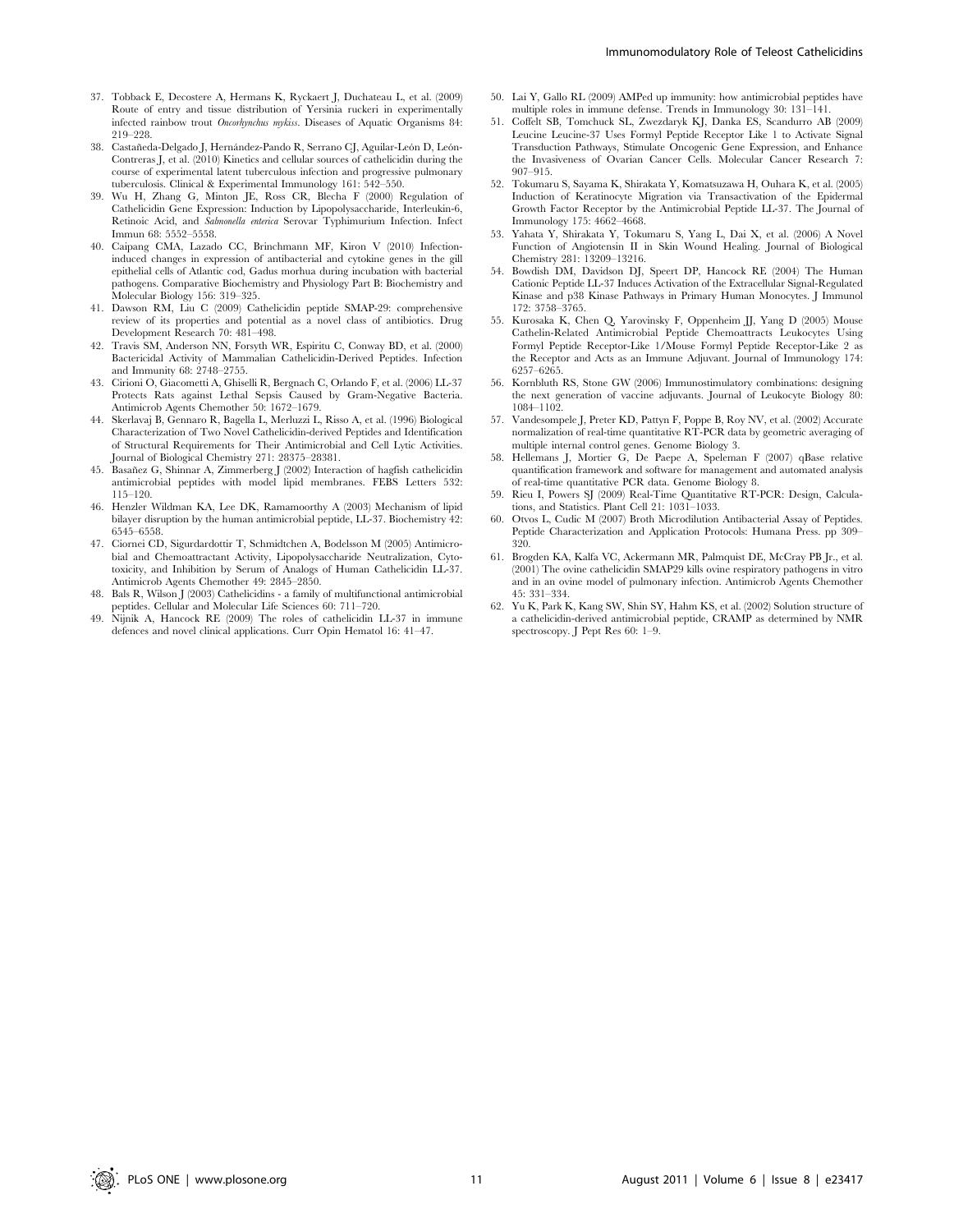37. Tobback E, Decostere A, Hermans K, Ryckaert J, Duchateau L, et al. (2009) Route of entry and tissue distribution of Yersinia ruckeri in experimentally infected rainbow trout *Oncorhynchus mykiss*. Diseases of Aquatic Organisms 84: 219–228.
38. Castañeda-Delgado J, Hernández-Pando R, Serrano CJ, Aguilar-León D, León-Contreras J, et al. (2010) Kinetics and cellular sources of cathelicidin during the course of experimental latent tuberculous infection and progressive pulmonary tuberculosis. Clinical & Experimental Immunology 161: 542–550.
39. Wu H, Zhang G, Minton JE, Ross CR, Blecha F (2000) Regulation of Cathelicidin Gene Expression: Induction by Lipopolysaccharide, Interleukin-6, Retinoic Acid, and *Salmonella enterica* Serovar Typhimurium Infection. Infect Immun 68: 5552–5558.
40. Caipang CMA, Lazado CC, Brinchmann MF, Kiron V (2010) Infection-induced changes in expression of antibacterial and cytokine genes in the gill epithelial cells of Atlantic cod, Gadus morhua during incubation with bacterial pathogens. Comparative Biochemistry and Physiology Part B: Biochemistry and Molecular Biology 156: 319–325.
41. Dawson RM, Liu C (2009) Cathelicidin peptide SMAP-29: comprehensive review of its properties and potential as a novel class of antibiotics. Drug Development Research 70: 481–498.
42. Travis SM, Anderson NN, Forsyth WR, Espiritu C, Conway BD, et al. (2000) Bactericidal Activity of Mammalian Cathelicidin-Derived Peptides. Infection and Immunity 68: 2748–2755.
43. Cirioni O, Giacometti A, Ghiselli R, Bergnach C, Orlando F, et al. (2006) LL-37 Protects Rats against Lethal Sepsis Caused by Gram-Negative Bacteria. Antimicrob Agents Chemother 50: 1672–1679.
44. Skerlavaj B, Gennaro R, Bagella L, Merluzzi L, Risso A, et al. (1996) Biological Characterization of Two Novel Cathelicidin-derived Peptides and Identification of Structural Requirements for Their Antimicrobial and Cell Lytic Activities. Journal of Biological Chemistry 271: 28375–28381.
45. Basañez G, Shinnar A, Zimmerberg J (2002) Interaction of hagfish cathelicidin antimicrobial peptides with model lipid membranes. FEBS Letters 532: 115–120.
46. Henzler Wildman KA, Lee DK, Ramamoorthy A (2003) Mechanism of lipid bilayer disruption by the human antimicrobial peptide, LL-37. Biochemistry 42: 6545–6558.
47. Ciornei CD, Sigurdardottir T, Schmidtchen A, Bodelsson M (2005) Antimicrobial and Chemoattractant Activity, Lipopolysaccharide Neutralization, Cytotoxicity, and Inhibition by Serum of Analogs of Human Cathelicidin LL-37. Antimicrob Agents Chemother 49: 2845–2850.
48. Bals R, Wilson J (2003) Cathelicidins - a family of multifunctional antimicrobial peptides. Cellular and Molecular Life Sciences 60: 711–720.
49. Nijnik A, Hancock RE (2009) The roles of cathelicidin LL-37 in immune defences and novel clinical applications. Curr Opin Hematol 16: 41–47.
50. Lai Y, Gallo RL (2009) AMPed up immunity: how antimicrobial peptides have multiple roles in immune defense. Trends in Immunology 30: 131–141.
51. Coffelt SB, Tomchuck SL, Zwezdaryk KJ, Danka ES, Scandurro AB (2009) Leucine Leucine-37 Uses Formyl Peptide Receptor Like 1 to Activate Signal Transduction Pathways, Stimulate Oncogenic Gene Expression, and Enhance the Invasiveness of Ovarian Cancer Cells. Molecular Cancer Research 7: 907–915.
52. Tokumaru S, Sayama K, Shirakata Y, Komatsuzawa H, Ouhara K, et al. (2005) Induction of Keratinocyte Migration via Transactivation of the Epidermal Growth Factor Receptor by the Antimicrobial Peptide LL-37. The Journal of Immunology 175: 4662–4668.
53. Yahata Y, Shirakata Y, Tokumaru S, Yang L, Dai X, et al. (2006) A Novel Function of Angiotensin II in Skin Wound Healing. Journal of Biological Chemistry 281: 13209–13216.
54. Bowdish DM, Davidson DJ, Speert DP, Hancock RE (2004) The Human Cationic Peptide LL-37 Induces Activation of the Extracellular Signal-Regulated Kinase and p38 Kinase Pathways in Primary Human Monocytes. J Immunol 172: 3758–3765.
55. Kurosaka K, Chen Q, Yarovinsky F, Oppenheim JJ, Yang D (2005) Mouse Cathelin-Related Antimicrobial Peptide Chemoattracts Leukocytes Using Formyl Peptide Receptor-Like 1/Mouse Formyl Peptide Receptor-Like 2 as the Receptor and Acts as an Immune Adjuvant. Journal of Immunology 174: 6257–6265.
56. Kornbluth RS, Stone GW (2006) Immunostimulatory combinations: designing the next generation of vaccine adjuvants. Journal of Leukocyte Biology 80: 1084–1102.
57. Vandesompele J, Preter KD, Pattyn F, Poppe B, Roy NV, et al. (2002) Accurate normalization of real-time quantitative RT-PCR data by geometric averaging of multiple internal control genes. Genome Biology 3.
58. Hellemans J, Mortier G, De Paepe A, Speleman F (2007) qBase relative quantification framework and software for management and automated analysis of real-time quantitative PCR data. Genome Biology 8.
59. Rieu I, Powers SJ (2009) Real-Time Quantitative RT-PCR: Design, Calculations, and Statistics. Plant Cell 21: 1031–1033.
60. Otvos L, Cudic M (2007) Broth Microdilution Antibacterial Assay of Peptides. Peptide Characterization and Application Protocols: Humana Press. pp 309–320.
61. Brogden KA, Kalfa VC, Ackermann MR, Palmquist DE, McCray PB Jr., et al. (2001) The ovine cathelicidin SMAP29 kills ovine respiratory pathogens in vitro and in an ovine model of pulmonary infection. Antimicrob Agents Chemother 45: 331–334.
62. Yu K, Park K, Kang SW, Shin SY, Hahm KS, et al. (2002) Solution structure of a cathelicidin-derived antimicrobial peptide, CRAMP as determined by NMR spectroscopy. J Pept Res 60: 1–9.